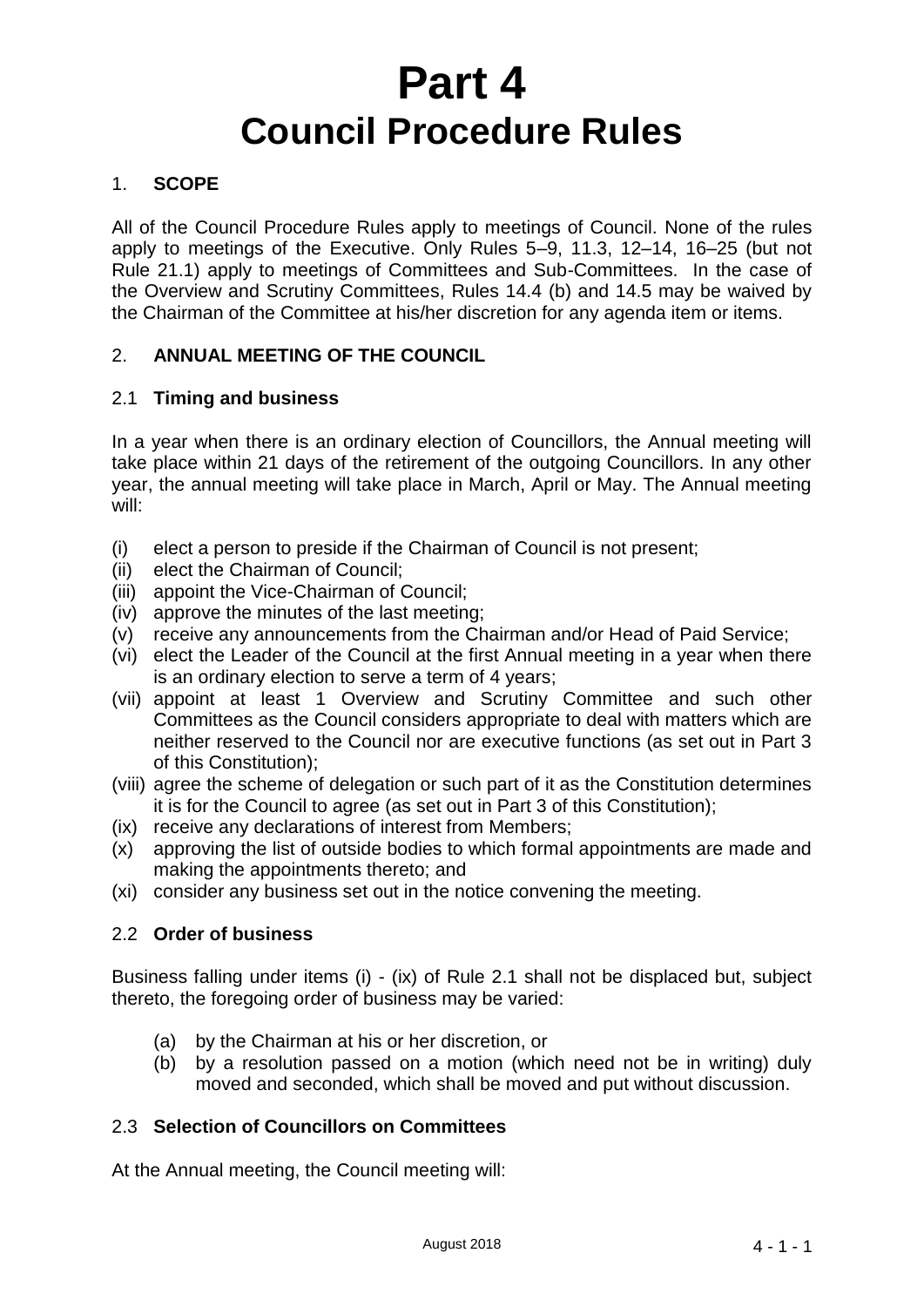# Part 4
# Council Procedure Rules

## 1. SCOPE

All of the Council Procedure Rules apply to meetings of Council. None of the rules apply to meetings of the Executive. Only Rules 5–9, 11.3, 12–14, 16–25 (but not Rule 21.1) apply to meetings of Committees and Sub-Committees. In the case of the Overview and Scrutiny Committees, Rules 14.4 (b) and 14.5 may be waived by the Chairman of the Committee at his/her discretion for any agenda item or items.

## 2. ANNUAL MEETING OF THE COUNCIL

### 2.1 Timing and business

In a year when there is an ordinary election of Councillors, the Annual meeting will take place within 21 days of the retirement of the outgoing Councillors. In any other year, the annual meeting will take place in March, April or May. The Annual meeting will:

- (i) elect a person to preside if the Chairman of Council is not present;
- (ii) elect the Chairman of Council;
- (iii) appoint the Vice-Chairman of Council;
- (iv) approve the minutes of the last meeting;
- (v) receive any announcements from the Chairman and/or Head of Paid Service;
- (vi) elect the Leader of the Council at the first Annual meeting in a year when there is an ordinary election to serve a term of 4 years;
- (vii) appoint at least 1 Overview and Scrutiny Committee and such other Committees as the Council considers appropriate to deal with matters which are neither reserved to the Council nor are executive functions (as set out in Part 3 of this Constitution);
- (viii) agree the scheme of delegation or such part of it as the Constitution determines it is for the Council to agree (as set out in Part 3 of this Constitution);
- (ix) receive any declarations of interest from Members;
- (x) approving the list of outside bodies to which formal appointments are made and making the appointments thereto; and
- (xi) consider any business set out in the notice convening the meeting.

### 2.2 Order of business

Business falling under items (i) - (ix) of Rule 2.1 shall not be displaced but, subject thereto, the foregoing order of business may be varied:

- (a) by the Chairman at his or her discretion, or
- (b) by a resolution passed on a motion (which need not be in writing) duly moved and seconded, which shall be moved and put without discussion.

### 2.3 Selection of Councillors on Committees

At the Annual meeting, the Council meeting will: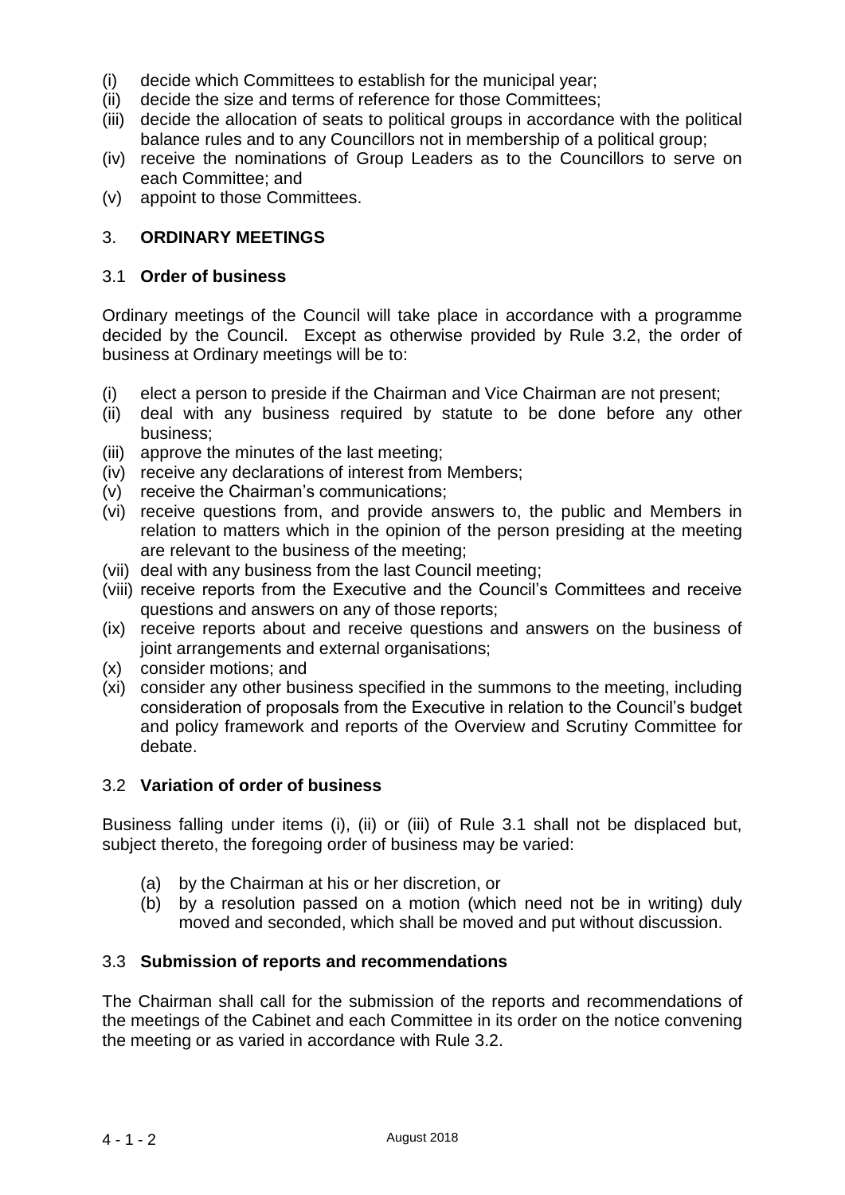(i) decide which Committees to establish for the municipal year;
(ii) decide the size and terms of reference for those Committees;
(iii) decide the allocation of seats to political groups in accordance with the political balance rules and to any Councillors not in membership of a political group;
(iv) receive the nominations of Group Leaders as to the Councillors to serve on each Committee; and
(v) appoint to those Committees.

## 3. ORDINARY MEETINGS

### 3.1 Order of business

Ordinary meetings of the Council will take place in accordance with a programme decided by the Council. Except as otherwise provided by Rule 3.2, the order of business at Ordinary meetings will be to:

(i) elect a person to preside if the Chairman and Vice Chairman are not present;
(ii) deal with any business required by statute to be done before any other business;
(iii) approve the minutes of the last meeting;
(iv) receive any declarations of interest from Members;
(v) receive the Chairman's communications;
(vi) receive questions from, and provide answers to, the public and Members in relation to matters which in the opinion of the person presiding at the meeting are relevant to the business of the meeting;
(vii) deal with any business from the last Council meeting;
(viii) receive reports from the Executive and the Council's Committees and receive questions and answers on any of those reports;
(ix) receive reports about and receive questions and answers on the business of joint arrangements and external organisations;
(x) consider motions; and
(xi) consider any other business specified in the summons to the meeting, including consideration of proposals from the Executive in relation to the Council's budget and policy framework and reports of the Overview and Scrutiny Committee for debate.

### 3.2 Variation of order of business

Business falling under items (i), (ii) or (iii) of Rule 3.1 shall not be displaced but, subject thereto, the foregoing order of business may be varied:

(a) by the Chairman at his or her discretion, or
(b) by a resolution passed on a motion (which need not be in writing) duly moved and seconded, which shall be moved and put without discussion.

### 3.3 Submission of reports and recommendations

The Chairman shall call for the submission of the reports and recommendations of the meetings of the Cabinet and each Committee in its order on the notice convening the meeting or as varied in accordance with Rule 3.2.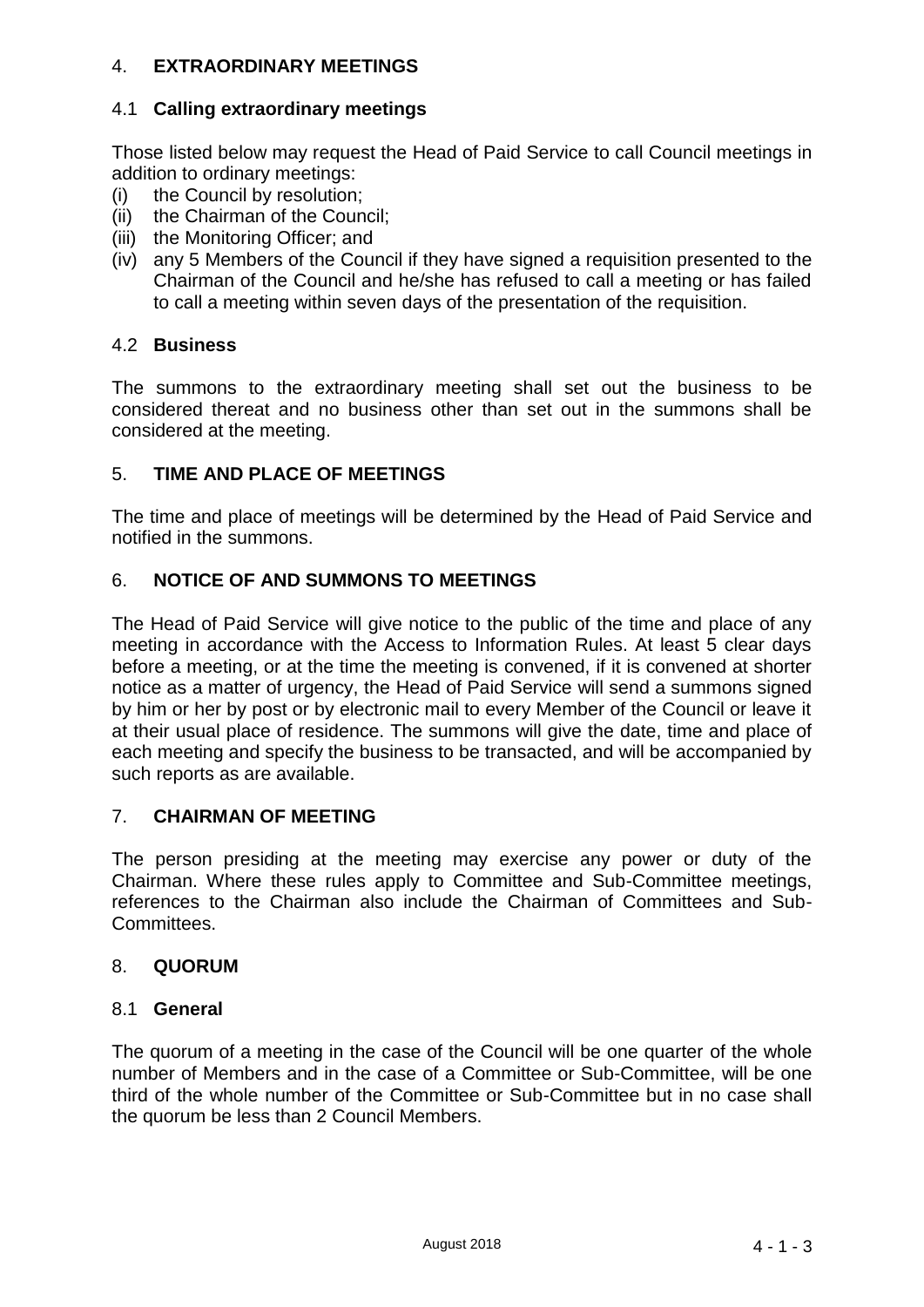## 4. EXTRAORDINARY MEETINGS

### 4.1 Calling extraordinary meetings

Those listed below may request the Head of Paid Service to call Council meetings in addition to ordinary meetings:

(i) the Council by resolution;
(ii) the Chairman of the Council;
(iii) the Monitoring Officer; and
(iv) any 5 Members of the Council if they have signed a requisition presented to the Chairman of the Council and he/she has refused to call a meeting or has failed to call a meeting within seven days of the presentation of the requisition.

### 4.2 Business

The summons to the extraordinary meeting shall set out the business to be considered thereat and no business other than set out in the summons shall be considered at the meeting.

## 5. TIME AND PLACE OF MEETINGS

The time and place of meetings will be determined by the Head of Paid Service and notified in the summons.

## 6. NOTICE OF AND SUMMONS TO MEETINGS

The Head of Paid Service will give notice to the public of the time and place of any meeting in accordance with the Access to Information Rules. At least 5 clear days before a meeting, or at the time the meeting is convened, if it is convened at shorter notice as a matter of urgency, the Head of Paid Service will send a summons signed by him or her by post or by electronic mail to every Member of the Council or leave it at their usual place of residence. The summons will give the date, time and place of each meeting and specify the business to be transacted, and will be accompanied by such reports as are available.

## 7. CHAIRMAN OF MEETING

The person presiding at the meeting may exercise any power or duty of the Chairman. Where these rules apply to Committee and Sub-Committee meetings, references to the Chairman also include the Chairman of Committees and Sub-Committees.

## 8. QUORUM

### 8.1 General

The quorum of a meeting in the case of the Council will be one quarter of the whole number of Members and in the case of a Committee or Sub-Committee, will be one third of the whole number of the Committee or Sub-Committee but in no case shall the quorum be less than 2 Council Members.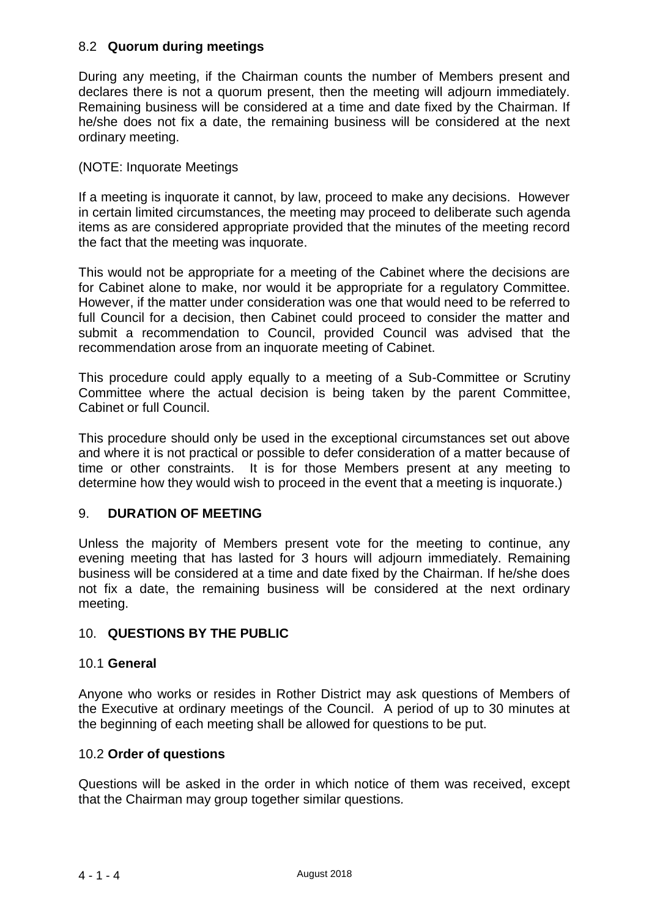### 8.2 **Quorum during meetings**

During any meeting, if the Chairman counts the number of Members present and declares there is not a quorum present, then the meeting will adjourn immediately. Remaining business will be considered at a time and date fixed by the Chairman. If he/she does not fix a date, the remaining business will be considered at the next ordinary meeting.

(NOTE: Inquorate Meetings

If a meeting is inquorate it cannot, by law, proceed to make any decisions. However in certain limited circumstances, the meeting may proceed to deliberate such agenda items as are considered appropriate provided that the minutes of the meeting record the fact that the meeting was inquorate.

This would not be appropriate for a meeting of the Cabinet where the decisions are for Cabinet alone to make, nor would it be appropriate for a regulatory Committee. However, if the matter under consideration was one that would need to be referred to full Council for a decision, then Cabinet could proceed to consider the matter and submit a recommendation to Council, provided Council was advised that the recommendation arose from an inquorate meeting of Cabinet.

This procedure could apply equally to a meeting of a Sub-Committee or Scrutiny Committee where the actual decision is being taken by the parent Committee, Cabinet or full Council.

This procedure should only be used in the exceptional circumstances set out above and where it is not practical or possible to defer consideration of a matter because of time or other constraints. It is for those Members present at any meeting to determine how they would wish to proceed in the event that a meeting is inquorate.)

## 9. **DURATION OF MEETING**

Unless the majority of Members present vote for the meeting to continue, any evening meeting that has lasted for 3 hours will adjourn immediately. Remaining business will be considered at a time and date fixed by the Chairman. If he/she does not fix a date, the remaining business will be considered at the next ordinary meeting.

## 10. **QUESTIONS BY THE PUBLIC**

### 10.1 **General**

Anyone who works or resides in Rother District may ask questions of Members of the Executive at ordinary meetings of the Council. A period of up to 30 minutes at the beginning of each meeting shall be allowed for questions to be put.

### 10.2 **Order of questions**

Questions will be asked in the order in which notice of them was received, except that the Chairman may group together similar questions.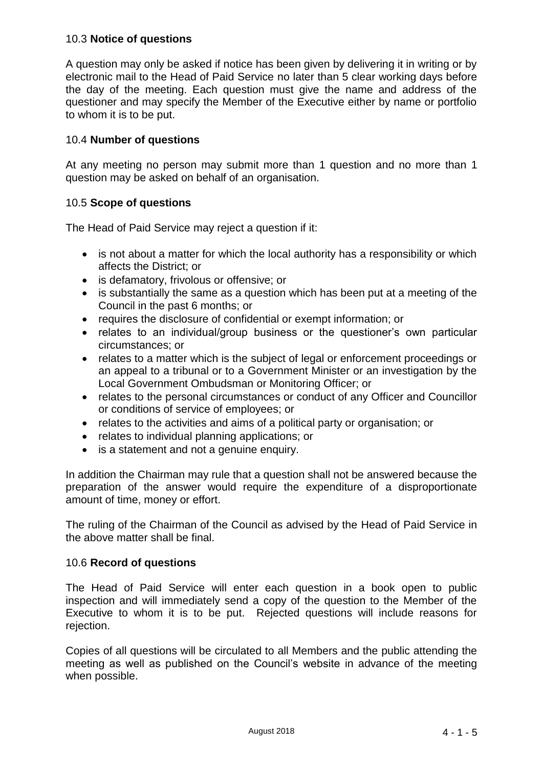### 10.3 **Notice of questions**

A question may only be asked if notice has been given by delivering it in writing or by electronic mail to the Head of Paid Service no later than 5 clear working days before the day of the meeting. Each question must give the name and address of the questioner and may specify the Member of the Executive either by name or portfolio to whom it is to be put.

### 10.4 **Number of questions**

At any meeting no person may submit more than 1 question and no more than 1 question may be asked on behalf of an organisation.

### 10.5 **Scope of questions**

The Head of Paid Service may reject a question if it:

- is not about a matter for which the local authority has a responsibility or which affects the District; or
- is defamatory, frivolous or offensive; or
- is substantially the same as a question which has been put at a meeting of the Council in the past 6 months; or
- requires the disclosure of confidential or exempt information; or
- relates to an individual/group business or the questioner's own particular circumstances; or
- relates to a matter which is the subject of legal or enforcement proceedings or an appeal to a tribunal or to a Government Minister or an investigation by the Local Government Ombudsman or Monitoring Officer; or
- relates to the personal circumstances or conduct of any Officer and Councillor or conditions of service of employees; or
- relates to the activities and aims of a political party or organisation; or
- relates to individual planning applications; or
- is a statement and not a genuine enquiry.

In addition the Chairman may rule that a question shall not be answered because the preparation of the answer would require the expenditure of a disproportionate amount of time, money or effort.

The ruling of the Chairman of the Council as advised by the Head of Paid Service in the above matter shall be final.

### 10.6 **Record of questions**

The Head of Paid Service will enter each question in a book open to public inspection and will immediately send a copy of the question to the Member of the Executive to whom it is to be put. Rejected questions will include reasons for rejection.

Copies of all questions will be circulated to all Members and the public attending the meeting as well as published on the Council's website in advance of the meeting when possible.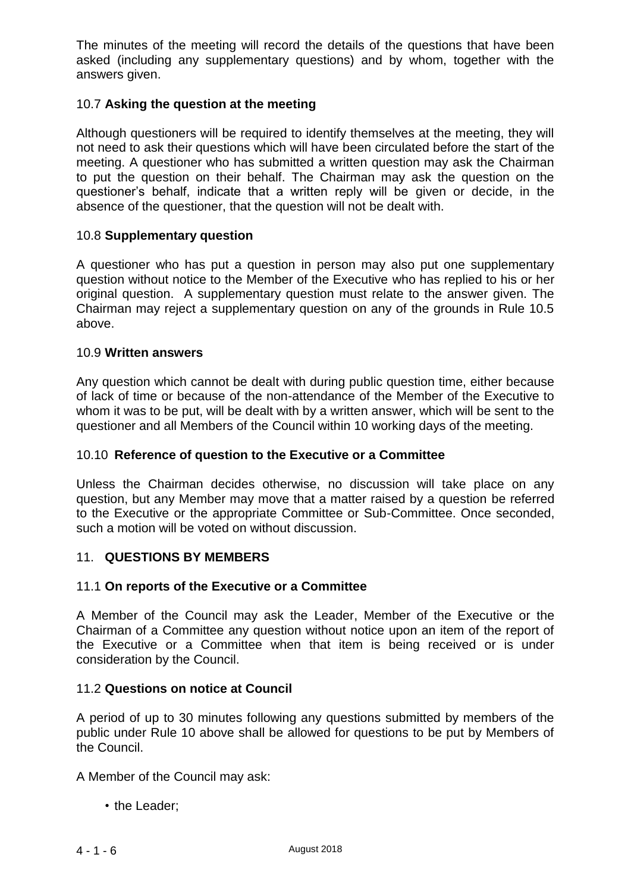The minutes of the meeting will record the details of the questions that have been asked (including any supplementary questions) and by whom, together with the answers given.

### 10.7 **Asking the question at the meeting**

Although questioners will be required to identify themselves at the meeting, they will not need to ask their questions which will have been circulated before the start of the meeting. A questioner who has submitted a written question may ask the Chairman to put the question on their behalf. The Chairman may ask the question on the questioner's behalf, indicate that a written reply will be given or decide, in the absence of the questioner, that the question will not be dealt with.

### 10.8 **Supplementary question**

A questioner who has put a question in person may also put one supplementary question without notice to the Member of the Executive who has replied to his or her original question. A supplementary question must relate to the answer given. The Chairman may reject a supplementary question on any of the grounds in Rule 10.5 above.

### 10.9 **Written answers**

Any question which cannot be dealt with during public question time, either because of lack of time or because of the non-attendance of the Member of the Executive to whom it was to be put, will be dealt with by a written answer, which will be sent to the questioner and all Members of the Council within 10 working days of the meeting.

### 10.10 **Reference of question to the Executive or a Committee**

Unless the Chairman decides otherwise, no discussion will take place on any question, but any Member may move that a matter raised by a question be referred to the Executive or the appropriate Committee or Sub-Committee. Once seconded, such a motion will be voted on without discussion.

## 11. **QUESTIONS BY MEMBERS**

### 11.1 **On reports of the Executive or a Committee**

A Member of the Council may ask the Leader, Member of the Executive or the Chairman of a Committee any question without notice upon an item of the report of the Executive or a Committee when that item is being received or is under consideration by the Council.

### 11.2 **Questions on notice at Council**

A period of up to 30 minutes following any questions submitted by members of the public under Rule 10 above shall be allowed for questions to be put by Members of the Council.

A Member of the Council may ask:

- the Leader;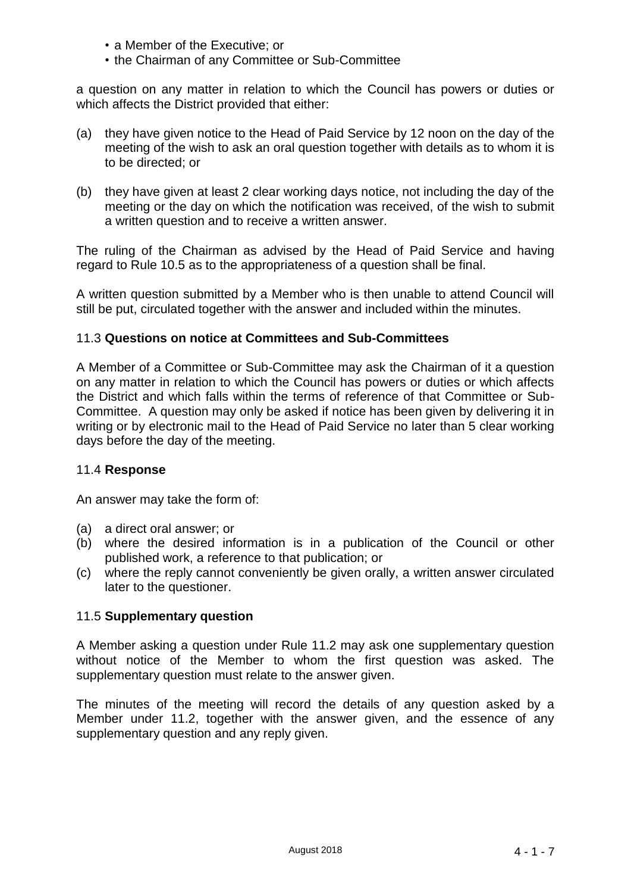- a Member of the Executive; or
- the Chairman of any Committee or Sub-Committee

a question on any matter in relation to which the Council has powers or duties or which affects the District provided that either:

(a) they have given notice to the Head of Paid Service by 12 noon on the day of the meeting of the wish to ask an oral question together with details as to whom it is to be directed; or

(b) they have given at least 2 clear working days notice, not including the day of the meeting or the day on which the notification was received, of the wish to submit a written question and to receive a written answer.

The ruling of the Chairman as advised by the Head of Paid Service and having regard to Rule 10.5 as to the appropriateness of a question shall be final.

A written question submitted by a Member who is then unable to attend Council will still be put, circulated together with the answer and included within the minutes.

### 11.3 **Questions on notice at Committees and Sub-Committees**

A Member of a Committee or Sub-Committee may ask the Chairman of it a question on any matter in relation to which the Council has powers or duties or which affects the District and which falls within the terms of reference of that Committee or Sub-Committee. A question may only be asked if notice has been given by delivering it in writing or by electronic mail to the Head of Paid Service no later than 5 clear working days before the day of the meeting.

### 11.4 **Response**

An answer may take the form of:

(a) a direct oral answer; or
(b) where the desired information is in a publication of the Council or other published work, a reference to that publication; or
(c) where the reply cannot conveniently be given orally, a written answer circulated later to the questioner.

### 11.5 **Supplementary question**

A Member asking a question under Rule 11.2 may ask one supplementary question without notice of the Member to whom the first question was asked. The supplementary question must relate to the answer given.

The minutes of the meeting will record the details of any question asked by a Member under 11.2, together with the answer given, and the essence of any supplementary question and any reply given.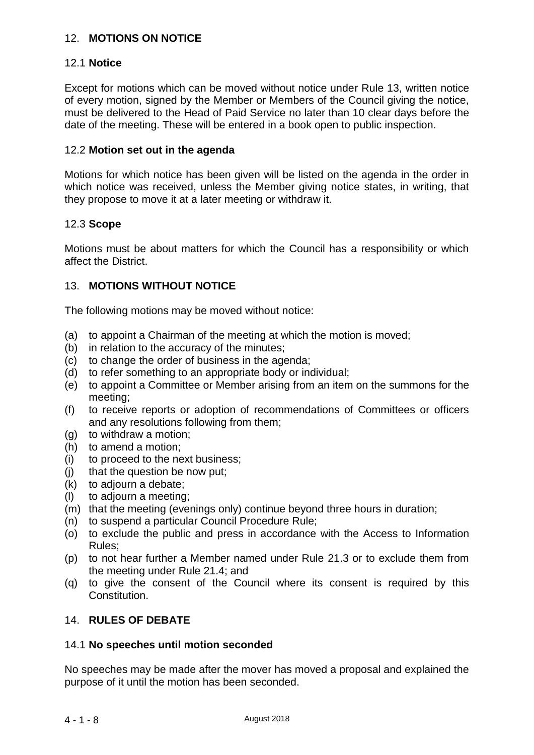## 12. **MOTIONS ON NOTICE**

### 12.1 **Notice**

Except for motions which can be moved without notice under Rule 13, written notice of every motion, signed by the Member or Members of the Council giving the notice, must be delivered to the Head of Paid Service no later than 10 clear days before the date of the meeting. These will be entered in a book open to public inspection.

### 12.2 **Motion set out in the agenda**

Motions for which notice has been given will be listed on the agenda in the order in which notice was received, unless the Member giving notice states, in writing, that they propose to move it at a later meeting or withdraw it.

### 12.3 **Scope**

Motions must be about matters for which the Council has a responsibility or which affect the District.

## 13. **MOTIONS WITHOUT NOTICE**

The following motions may be moved without notice:

(a) to appoint a Chairman of the meeting at which the motion is moved;
(b) in relation to the accuracy of the minutes;
(c) to change the order of business in the agenda;
(d) to refer something to an appropriate body or individual;
(e) to appoint a Committee or Member arising from an item on the summons for the meeting;
(f) to receive reports or adoption of recommendations of Committees or officers and any resolutions following from them;
(g) to withdraw a motion;
(h) to amend a motion;
(i) to proceed to the next business;
(j) that the question be now put;
(k) to adjourn a debate;
(l) to adjourn a meeting;
(m) that the meeting (evenings only) continue beyond three hours in duration;
(n) to suspend a particular Council Procedure Rule;
(o) to exclude the public and press in accordance with the Access to Information Rules;
(p) to not hear further a Member named under Rule 21.3 or to exclude them from the meeting under Rule 21.4; and
(q) to give the consent of the Council where its consent is required by this Constitution.

## 14. **RULES OF DEBATE**

### 14.1 **No speeches until motion seconded**

No speeches may be made after the mover has moved a proposal and explained the purpose of it until the motion has been seconded.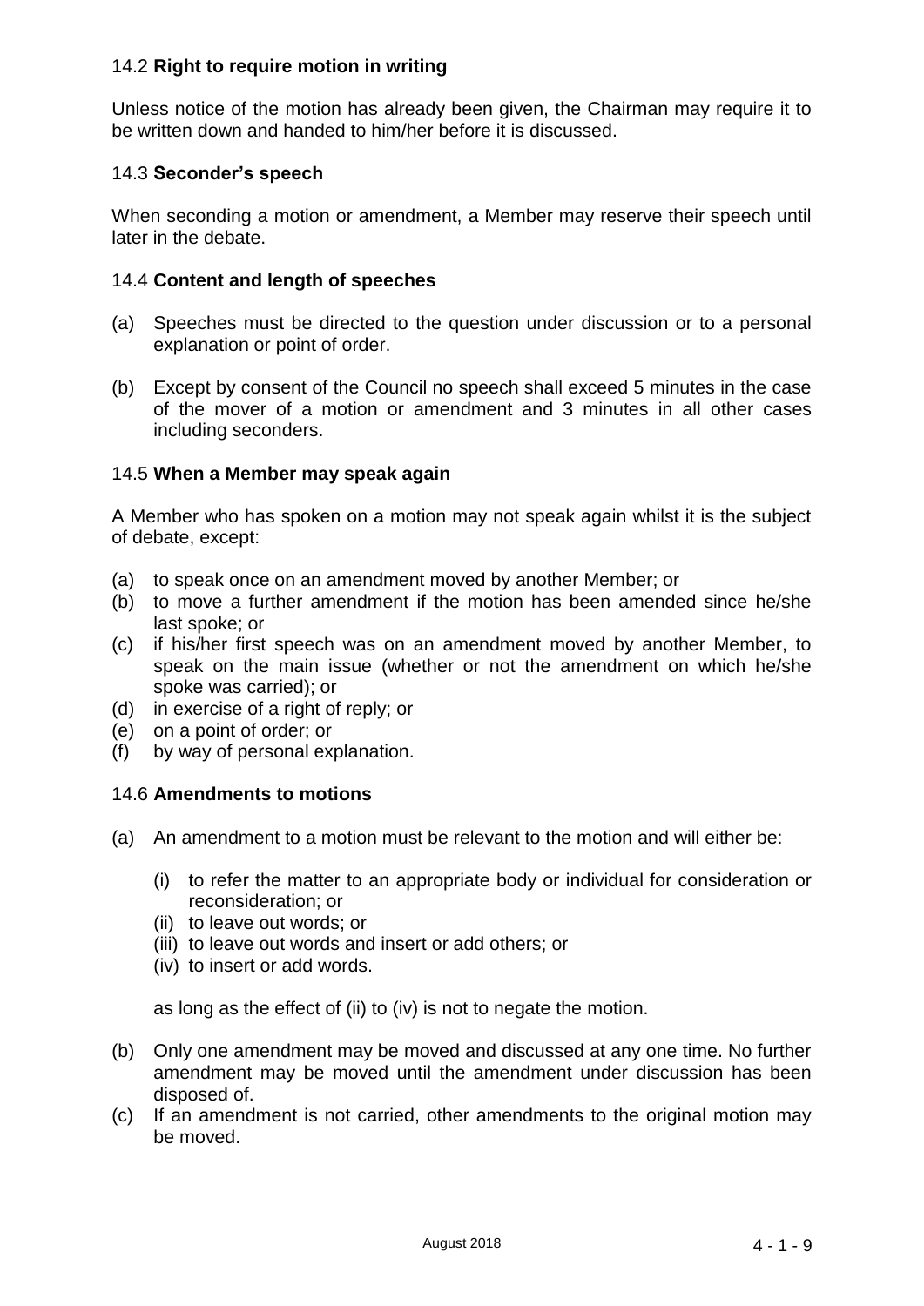### 14.2 **Right to require motion in writing**

Unless notice of the motion has already been given, the Chairman may require it to be written down and handed to him/her before it is discussed.

### 14.3 **Seconder's speech**

When seconding a motion or amendment, a Member may reserve their speech until later in the debate.

### 14.4 **Content and length of speeches**

(a) Speeches must be directed to the question under discussion or to a personal explanation or point of order.

(b) Except by consent of the Council no speech shall exceed 5 minutes in the case of the mover of a motion or amendment and 3 minutes in all other cases including seconders.

### 14.5 **When a Member may speak again**

A Member who has spoken on a motion may not speak again whilst it is the subject of debate, except:

(a) to speak once on an amendment moved by another Member; or
(b) to move a further amendment if the motion has been amended since he/she last spoke; or
(c) if his/her first speech was on an amendment moved by another Member, to speak on the main issue (whether or not the amendment on which he/she spoke was carried); or
(d) in exercise of a right of reply; or
(e) on a point of order; or
(f) by way of personal explanation.

### 14.6 **Amendments to motions**

(a) An amendment to a motion must be relevant to the motion and will either be:

   (i) to refer the matter to an appropriate body or individual for consideration or reconsideration; or
   (ii) to leave out words; or
   (iii) to leave out words and insert or add others; or
   (iv) to insert or add words.

   as long as the effect of (ii) to (iv) is not to negate the motion.

(b) Only one amendment may be moved and discussed at any one time. No further amendment may be moved until the amendment under discussion has been disposed of.
(c) If an amendment is not carried, other amendments to the original motion may be moved.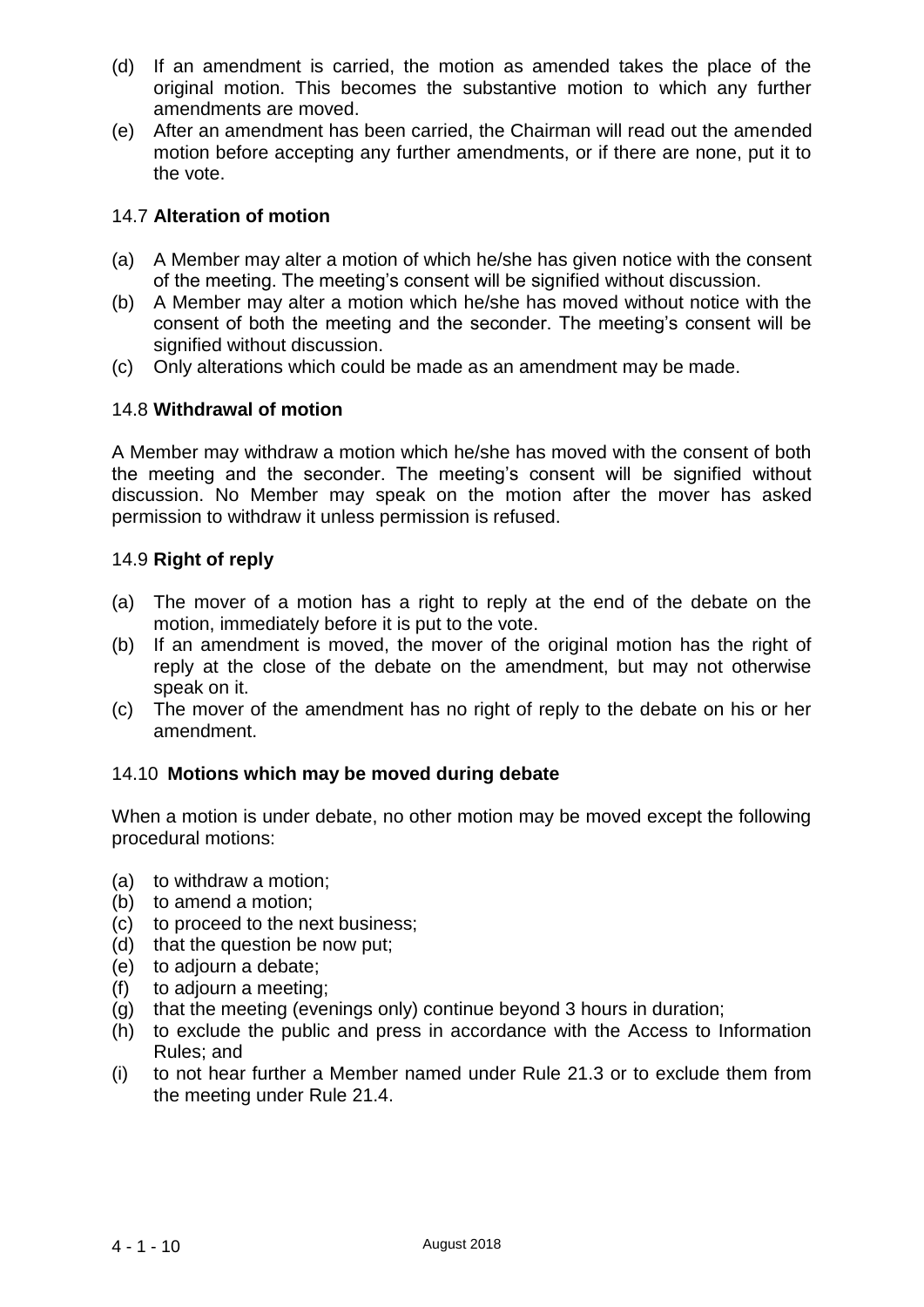(d) If an amendment is carried, the motion as amended takes the place of the original motion. This becomes the substantive motion to which any further amendments are moved.

(e) After an amendment has been carried, the Chairman will read out the amended motion before accepting any further amendments, or if there are none, put it to the vote.

### 14.7 **Alteration of motion**

(a) A Member may alter a motion of which he/she has given notice with the consent of the meeting. The meeting's consent will be signified without discussion.

(b) A Member may alter a motion which he/she has moved without notice with the consent of both the meeting and the seconder. The meeting's consent will be signified without discussion.

(c) Only alterations which could be made as an amendment may be made.

### 14.8 **Withdrawal of motion**

A Member may withdraw a motion which he/she has moved with the consent of both the meeting and the seconder. The meeting's consent will be signified without discussion. No Member may speak on the motion after the mover has asked permission to withdraw it unless permission is refused.

### 14.9 **Right of reply**

(a) The mover of a motion has a right to reply at the end of the debate on the motion, immediately before it is put to the vote.

(b) If an amendment is moved, the mover of the original motion has the right of reply at the close of the debate on the amendment, but may not otherwise speak on it.

(c) The mover of the amendment has no right of reply to the debate on his or her amendment.

### 14.10 **Motions which may be moved during debate**

When a motion is under debate, no other motion may be moved except the following procedural motions:

(a) to withdraw a motion;
(b) to amend a motion;
(c) to proceed to the next business;
(d) that the question be now put;
(e) to adjourn a debate;
(f) to adjourn a meeting;
(g) that the meeting (evenings only) continue beyond 3 hours in duration;
(h) to exclude the public and press in accordance with the Access to Information Rules; and
(i) to not hear further a Member named under Rule 21.3 or to exclude them from the meeting under Rule 21.4.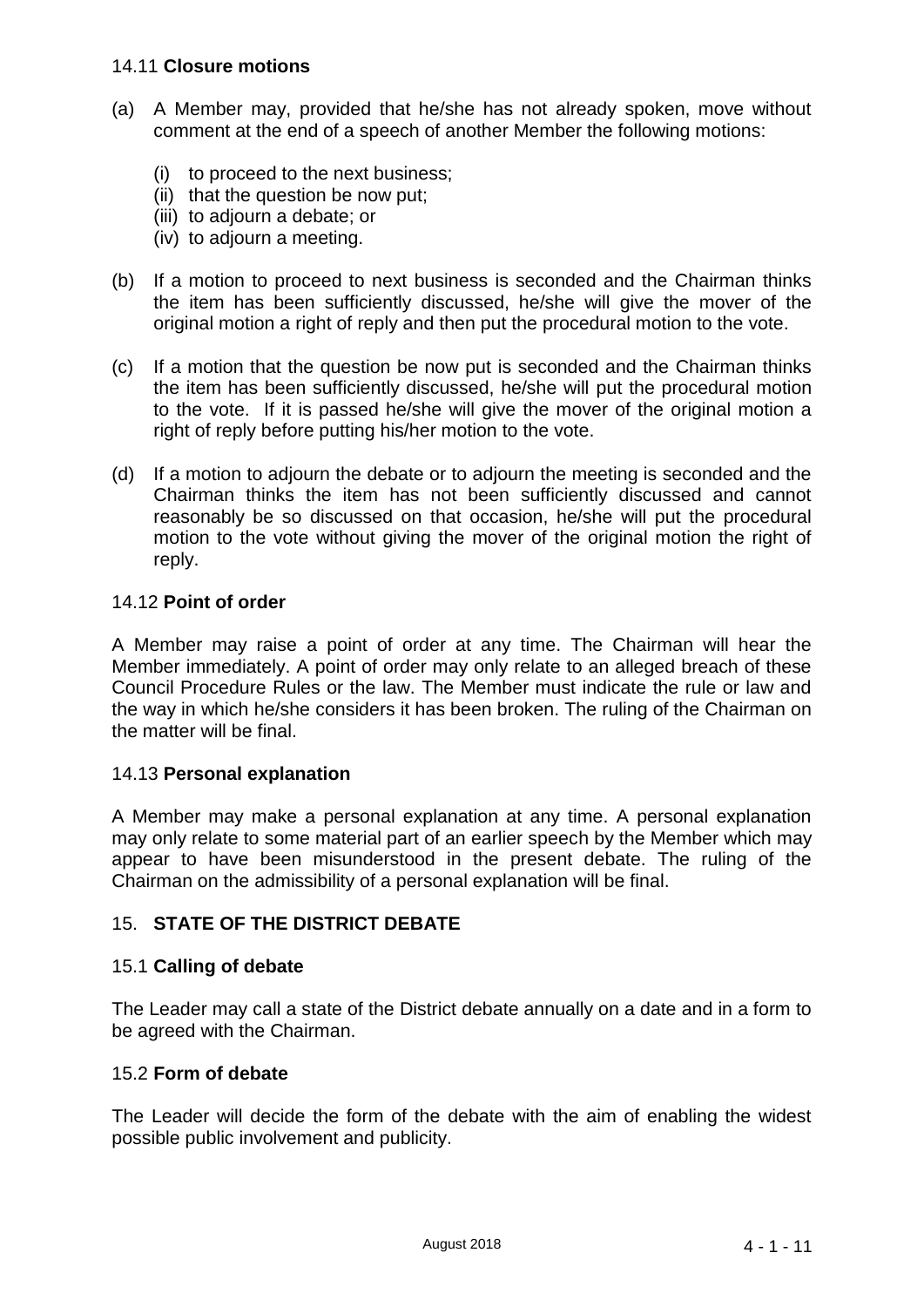### 14.11 **Closure motions**

(a) A Member may, provided that he/she has not already spoken, move without comment at the end of a speech of another Member the following motions:

   (i) to proceed to the next business;
   (ii) that the question be now put;
   (iii) to adjourn a debate; or
   (iv) to adjourn a meeting.

(b) If a motion to proceed to next business is seconded and the Chairman thinks the item has been sufficiently discussed, he/she will give the mover of the original motion a right of reply and then put the procedural motion to the vote.

(c) If a motion that the question be now put is seconded and the Chairman thinks the item has been sufficiently discussed, he/she will put the procedural motion to the vote. If it is passed he/she will give the mover of the original motion a right of reply before putting his/her motion to the vote.

(d) If a motion to adjourn the debate or to adjourn the meeting is seconded and the Chairman thinks the item has not been sufficiently discussed and cannot reasonably be so discussed on that occasion, he/she will put the procedural motion to the vote without giving the mover of the original motion the right of reply.

### 14.12 **Point of order**

A Member may raise a point of order at any time. The Chairman will hear the Member immediately. A point of order may only relate to an alleged breach of these Council Procedure Rules or the law. The Member must indicate the rule or law and the way in which he/she considers it has been broken. The ruling of the Chairman on the matter will be final.

### 14.13 **Personal explanation**

A Member may make a personal explanation at any time. A personal explanation may only relate to some material part of an earlier speech by the Member which may appear to have been misunderstood in the present debate. The ruling of the Chairman on the admissibility of a personal explanation will be final.

## 15. **STATE OF THE DISTRICT DEBATE**

### 15.1 **Calling of debate**

The Leader may call a state of the District debate annually on a date and in a form to be agreed with the Chairman.

### 15.2 **Form of debate**

The Leader will decide the form of the debate with the aim of enabling the widest possible public involvement and publicity.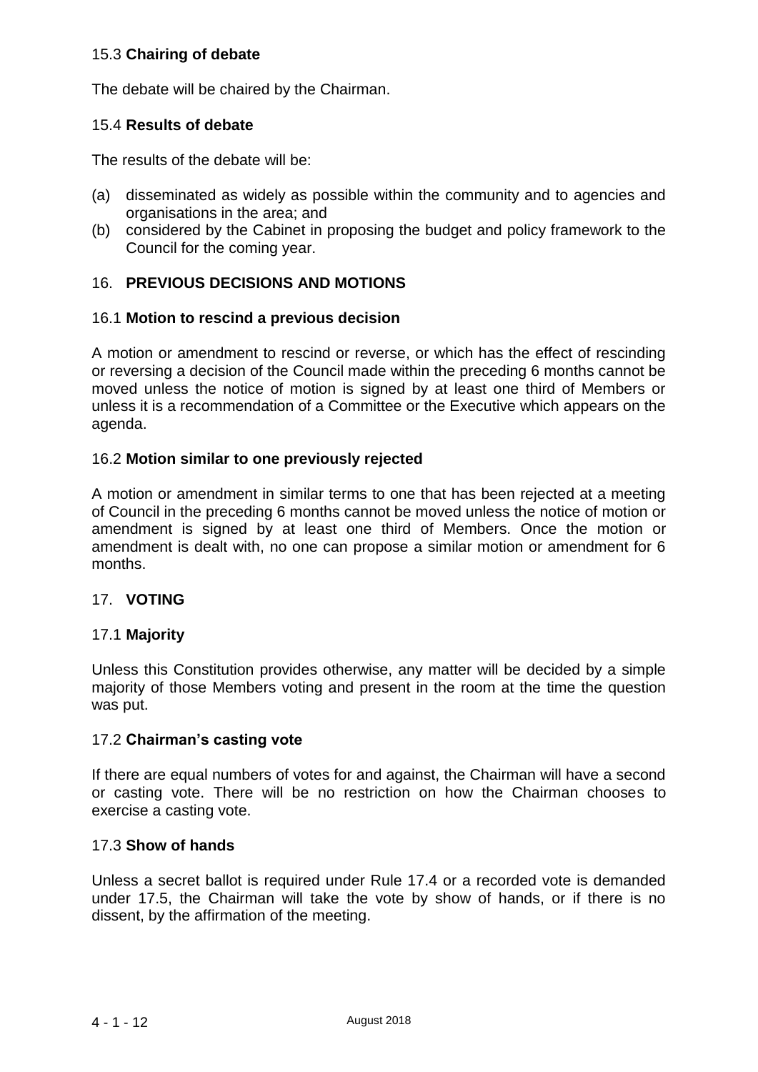### 15.3 **Chairing of debate**

The debate will be chaired by the Chairman.

### 15.4 **Results of debate**

The results of the debate will be:

(a) disseminated as widely as possible within the community and to agencies and organisations in the area; and
(b) considered by the Cabinet in proposing the budget and policy framework to the Council for the coming year.

## 16. **PREVIOUS DECISIONS AND MOTIONS**

### 16.1 **Motion to rescind a previous decision**

A motion or amendment to rescind or reverse, or which has the effect of rescinding or reversing a decision of the Council made within the preceding 6 months cannot be moved unless the notice of motion is signed by at least one third of Members or unless it is a recommendation of a Committee or the Executive which appears on the agenda.

### 16.2 **Motion similar to one previously rejected**

A motion or amendment in similar terms to one that has been rejected at a meeting of Council in the preceding 6 months cannot be moved unless the notice of motion or amendment is signed by at least one third of Members. Once the motion or amendment is dealt with, no one can propose a similar motion or amendment for 6 months.

## 17. **VOTING**

### 17.1 **Majority**

Unless this Constitution provides otherwise, any matter will be decided by a simple majority of those Members voting and present in the room at the time the question was put.

### 17.2 **Chairman's casting vote**

If there are equal numbers of votes for and against, the Chairman will have a second or casting vote. There will be no restriction on how the Chairman chooses to exercise a casting vote.

### 17.3 **Show of hands**

Unless a secret ballot is required under Rule 17.4 or a recorded vote is demanded under 17.5, the Chairman will take the vote by show of hands, or if there is no dissent, by the affirmation of the meeting.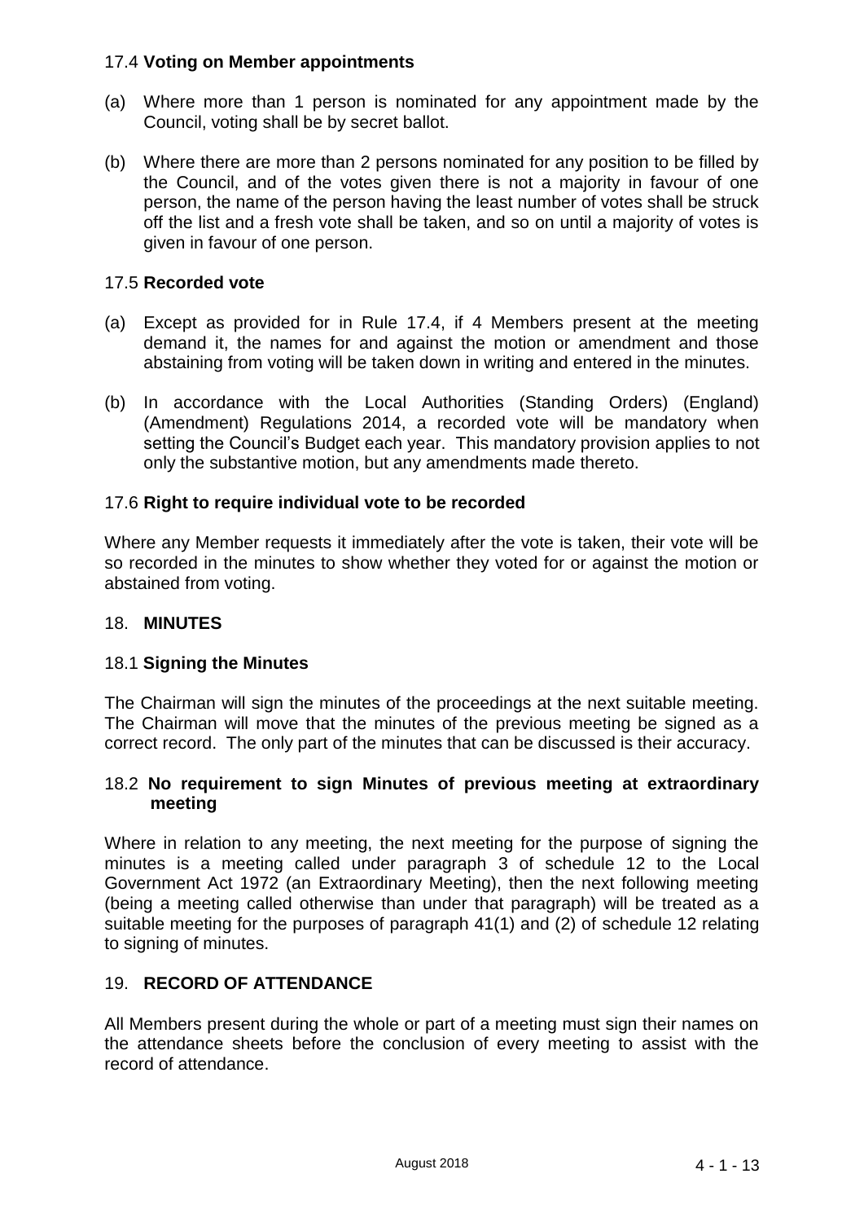### 17.4 **Voting on Member appointments**

(a) Where more than 1 person is nominated for any appointment made by the Council, voting shall be by secret ballot.

(b) Where there are more than 2 persons nominated for any position to be filled by the Council, and of the votes given there is not a majority in favour of one person, the name of the person having the least number of votes shall be struck off the list and a fresh vote shall be taken, and so on until a majority of votes is given in favour of one person.

### 17.5 **Recorded vote**

(a) Except as provided for in Rule 17.4, if 4 Members present at the meeting demand it, the names for and against the motion or amendment and those abstaining from voting will be taken down in writing and entered in the minutes.

(b) In accordance with the Local Authorities (Standing Orders) (England) (Amendment) Regulations 2014, a recorded vote will be mandatory when setting the Council's Budget each year. This mandatory provision applies to not only the substantive motion, but any amendments made thereto.

### 17.6 **Right to require individual vote to be recorded**

Where any Member requests it immediately after the vote is taken, their vote will be so recorded in the minutes to show whether they voted for or against the motion or abstained from voting.

## 18. **MINUTES**

### 18.1 **Signing the Minutes**

The Chairman will sign the minutes of the proceedings at the next suitable meeting. The Chairman will move that the minutes of the previous meeting be signed as a correct record. The only part of the minutes that can be discussed is their accuracy.

### 18.2 **No requirement to sign Minutes of previous meeting at extraordinary meeting**

Where in relation to any meeting, the next meeting for the purpose of signing the minutes is a meeting called under paragraph 3 of schedule 12 to the Local Government Act 1972 (an Extraordinary Meeting), then the next following meeting (being a meeting called otherwise than under that paragraph) will be treated as a suitable meeting for the purposes of paragraph 41(1) and (2) of schedule 12 relating to signing of minutes.

## 19. **RECORD OF ATTENDANCE**

All Members present during the whole or part of a meeting must sign their names on the attendance sheets before the conclusion of every meeting to assist with the record of attendance.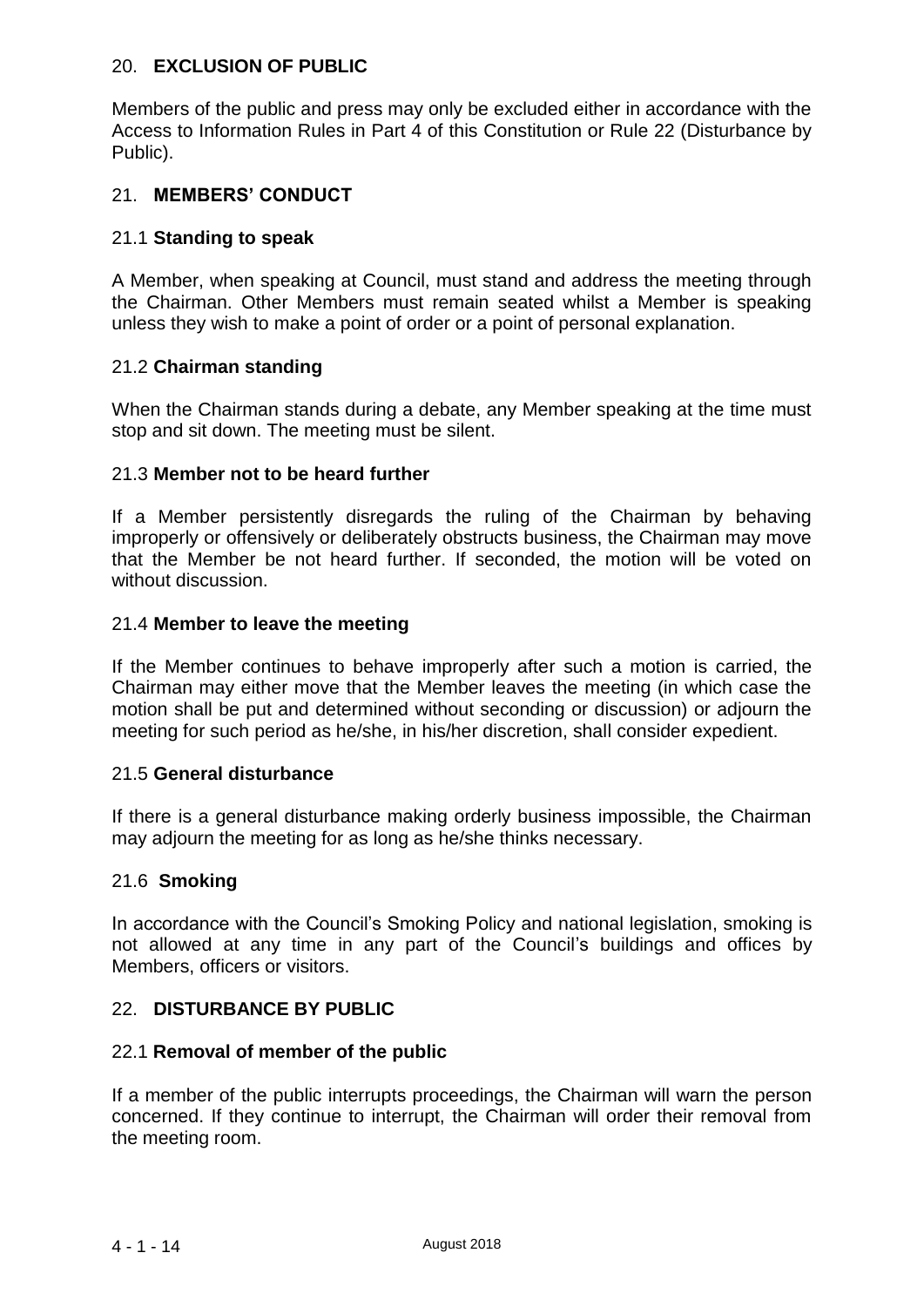## 20. **EXCLUSION OF PUBLIC**

Members of the public and press may only be excluded either in accordance with the Access to Information Rules in Part 4 of this Constitution or Rule 22 (Disturbance by Public).

## 21. **MEMBERS' CONDUCT**

### 21.1 **Standing to speak**

A Member, when speaking at Council, must stand and address the meeting through the Chairman. Other Members must remain seated whilst a Member is speaking unless they wish to make a point of order or a point of personal explanation.

### 21.2 **Chairman standing**

When the Chairman stands during a debate, any Member speaking at the time must stop and sit down. The meeting must be silent.

### 21.3 **Member not to be heard further**

If a Member persistently disregards the ruling of the Chairman by behaving improperly or offensively or deliberately obstructs business, the Chairman may move that the Member be not heard further. If seconded, the motion will be voted on without discussion.

### 21.4 **Member to leave the meeting**

If the Member continues to behave improperly after such a motion is carried, the Chairman may either move that the Member leaves the meeting (in which case the motion shall be put and determined without seconding or discussion) or adjourn the meeting for such period as he/she, in his/her discretion, shall consider expedient.

### 21.5 **General disturbance**

If there is a general disturbance making orderly business impossible, the Chairman may adjourn the meeting for as long as he/she thinks necessary.

### 21.6 **Smoking**

In accordance with the Council's Smoking Policy and national legislation, smoking is not allowed at any time in any part of the Council's buildings and offices by Members, officers or visitors.

## 22. **DISTURBANCE BY PUBLIC**

### 22.1 **Removal of member of the public**

If a member of the public interrupts proceedings, the Chairman will warn the person concerned. If they continue to interrupt, the Chairman will order their removal from the meeting room.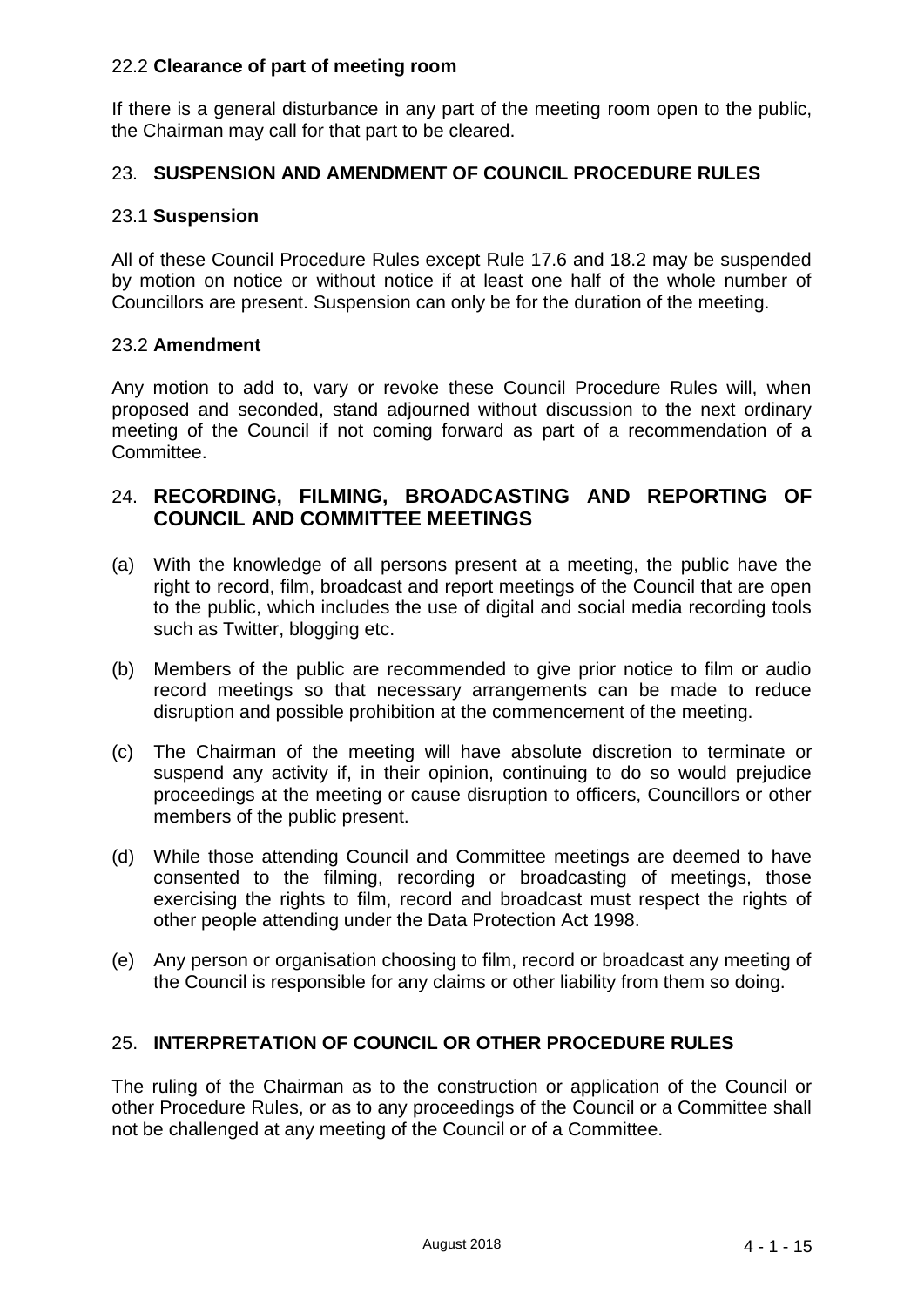### 22.2 **Clearance of part of meeting room**

If there is a general disturbance in any part of the meeting room open to the public, the Chairman may call for that part to be cleared.

## 23. SUSPENSION AND AMENDMENT OF COUNCIL PROCEDURE RULES

### 23.1 **Suspension**

All of these Council Procedure Rules except Rule 17.6 and 18.2 may be suspended by motion on notice or without notice if at least one half of the whole number of Councillors are present. Suspension can only be for the duration of the meeting.

### 23.2 **Amendment**

Any motion to add to, vary or revoke these Council Procedure Rules will, when proposed and seconded, stand adjourned without discussion to the next ordinary meeting of the Council if not coming forward as part of a recommendation of a Committee.

## 24. RECORDING, FILMING, BROADCASTING AND REPORTING OF COUNCIL AND COMMITTEE MEETINGS

(a) With the knowledge of all persons present at a meeting, the public have the right to record, film, broadcast and report meetings of the Council that are open to the public, which includes the use of digital and social media recording tools such as Twitter, blogging etc.

(b) Members of the public are recommended to give prior notice to film or audio record meetings so that necessary arrangements can be made to reduce disruption and possible prohibition at the commencement of the meeting.

(c) The Chairman of the meeting will have absolute discretion to terminate or suspend any activity if, in their opinion, continuing to do so would prejudice proceedings at the meeting or cause disruption to officers, Councillors or other members of the public present.

(d) While those attending Council and Committee meetings are deemed to have consented to the filming, recording or broadcasting of meetings, those exercising the rights to film, record and broadcast must respect the rights of other people attending under the Data Protection Act 1998.

(e) Any person or organisation choosing to film, record or broadcast any meeting of the Council is responsible for any claims or other liability from them so doing.

## 25. INTERPRETATION OF COUNCIL OR OTHER PROCEDURE RULES

The ruling of the Chairman as to the construction or application of the Council or other Procedure Rules, or as to any proceedings of the Council or a Committee shall not be challenged at any meeting of the Council or of a Committee.